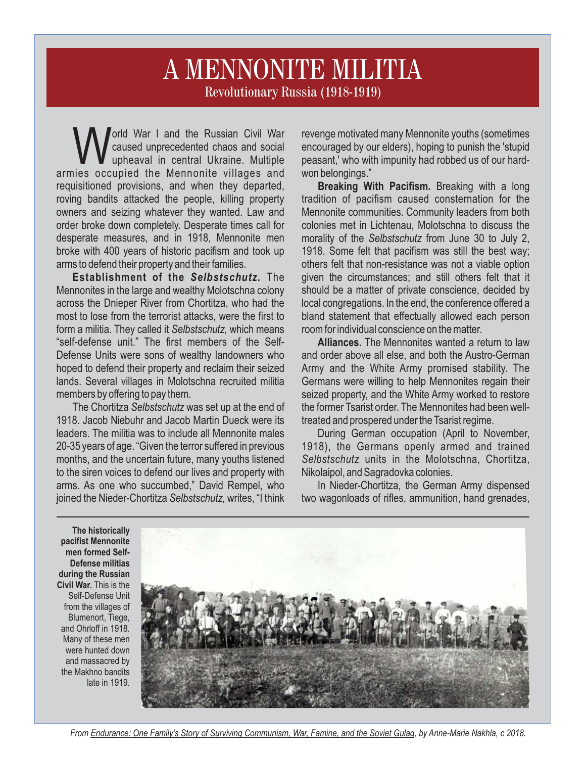# A MENNONITE MILITIA

## Revolutionary Russia (1918-1919)

World War I and the Russian Civil War caused unprecedented chaos and social upheaval in central Ukraine. Multiple armies occupied the Mennonite villages and requisitioned provisions, and when they departed, roving bandits attacked the people, killing property owners and seizing whatever they wanted. Law and order broke down completely. Desperate times call for desperate measures, and in 1918, Mennonite men broke with 400 years of historic pacifism and took up arms to defend their property and their families.

**Establishment of the *Selbstschutz.*** The Mennonites in the large and wealthy Molotschna colony across the Dnieper River from Chortitza, who had the most to lose from the terrorist attacks, were the first to form a militia. They called it *Selbstschutz,* which means "self-defense unit." The first members of the Self-Defense Units were sons of wealthy landowners who hoped to defend their property and reclaim their seized lands. Several villages in Molotschna recruited militia members by offering to pay them.

The Chortitza *Selbstschutz* was set up at the end of 1918. Jacob Niebuhr and Jacob Martin Dueck were its leaders. The militia was to include all Mennonite males 20-35 years of age. "Given the terror suffered in previous months, and the uncertain future, many youths listened to the siren voices to defend our lives and property with arms. As one who succumbed," David Rempel, who joined the Nieder-Chortitza *Selbstschutz,* writes, "I think revenge motivated many Mennonite youths (sometimes encouraged by our elders), hoping to punish the 'stupid peasant,' who with impunity had robbed us of our hard-won belongings."

**Breaking With Pacifism.** Breaking with a long tradition of pacifism caused consternation for the Mennonite communities. Community leaders from both colonies met in Lichtenau, Molotschna to discuss the morality of the *Selbstschutz* from June 30 to July 2, 1918. Some felt that pacifism was still the best way; others felt that non-resistance was not a viable option given the circumstances; and still others felt that it should be a matter of private conscience, decided by local congregations. In the end, the conference offered a bland statement that effectually allowed each person room for individual conscience on the matter.

**Alliances.** The Mennonites wanted a return to law and order above all else, and both the Austro-German Army and the White Army promised stability. The Germans were willing to help Mennonites regain their seized property, and the White Army worked to restore the former Tsarist order. The Mennonites had been well-treated and prospered under the Tsarist regime.

During German occupation (April to November, 1918), the Germans openly armed and trained *Selbstschutz* units in the Molotschna, Chortitza, Nikolaipol, and Sagradovka colonies.

In Nieder-Chortitza, the German Army dispensed two wagonloads of rifles, ammunition, hand grenades,

**The historically pacifist Mennonite men formed Self-Defense militias during the Russian Civil War.** This is the Self-Defense Unit from the villages of Blumenort, Tiege, and Ohrloff in 1918. Many of these men were hunted down and massacred by the Makhno bandits late in 1919.

*From Endurance: One Family's Story of Surviving Communism, War, Famine, and the Soviet Gulag, by Anne-Marie Nakhla, c 2018.*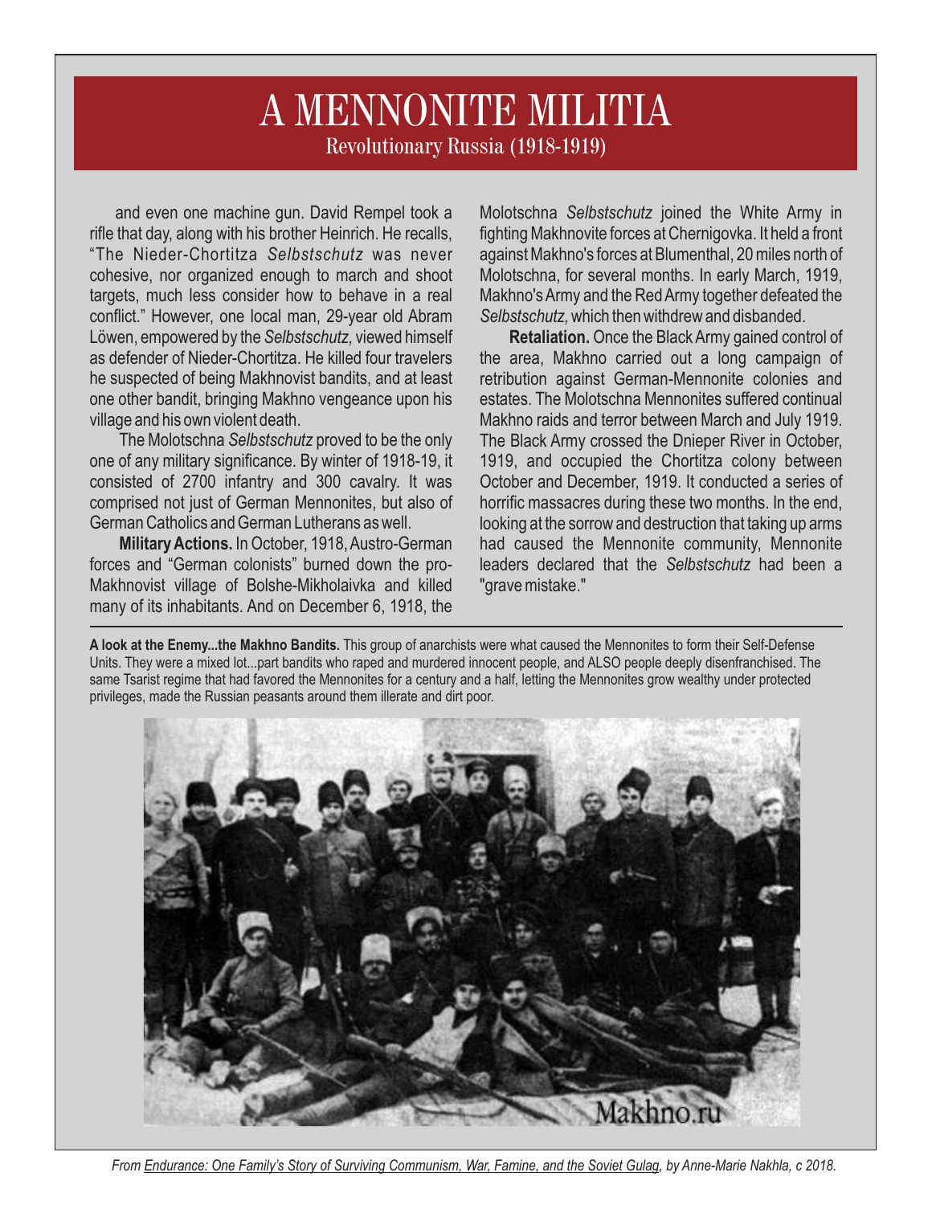# A MENNONITE MILITIA

## Revolutionary Russia (1918-1919)

and even one machine gun. David Rempel took a rifle that day, along with his brother Heinrich. He recalls, "The Nieder-Chortitza *Selbstschutz* was never cohesive, nor organized enough to march and shoot targets, much less consider how to behave in a real conflict." However, one local man, 29-year old Abram Löwen, empowered by the *Selbstschutz,* viewed himself as defender of Nieder-Chortitza. He killed four travelers he suspected of being Makhnovist bandits, and at least one other bandit, bringing Makhno vengeance upon his village and his own violent death.

The Molotschna *Selbstschutz* proved to be the only one of any military significance. By winter of 1918-19, it consisted of 2700 infantry and 300 cavalry. It was comprised not just of German Mennonites, but also of German Catholics and German Lutherans as well.

**Military Actions.** In October, 1918, Austro-German forces and "German colonists" burned down the pro-Makhnovist village of Bolshe-Mikholaivka and killed many of its inhabitants. And on December 6, 1918, the Molotschna *Selbstschutz* joined the White Army in fighting Makhnovite forces at Chernigovka. It held a front against Makhno's forces at Blumenthal, 20 miles north of Molotschna, for several months. In early March, 1919, Makhno's Army and the Red Army together defeated the *Selbstschutz,* which then withdrew and disbanded.

**Retaliation.** Once the Black Army gained control of the area, Makhno carried out a long campaign of retribution against German-Mennonite colonies and estates. The Molotschna Mennonites suffered continual Makhno raids and terror between March and July 1919. The Black Army crossed the Dnieper River in October, 1919, and occupied the Chortitza colony between October and December, 1919. It conducted a series of horrific massacres during these two months. In the end, looking at the sorrow and destruction that taking up arms had caused the Mennonite community, Mennonite leaders declared that the *Selbstschutz* had been a "grave mistake."

**A look at the Enemy...the Makhno Bandits.** This group of anarchists were what caused the Mennonites to form their Self-Defense Units. They were a mixed lot...part bandits who raped and murdered innocent people, and ALSO people deeply disenfranchised. The same Tsarist regime that had favored the Mennonites for a century and a half, letting the Mennonites grow wealthy under protected privileges, made the Russian peasants around them illerate and dirt poor.

Makhno.ru

From Endurance: One Family's Story of Surviving Communism, War, Famine, and the Soviet Gulag, by Anne-Marie Nakhla, c 2018.